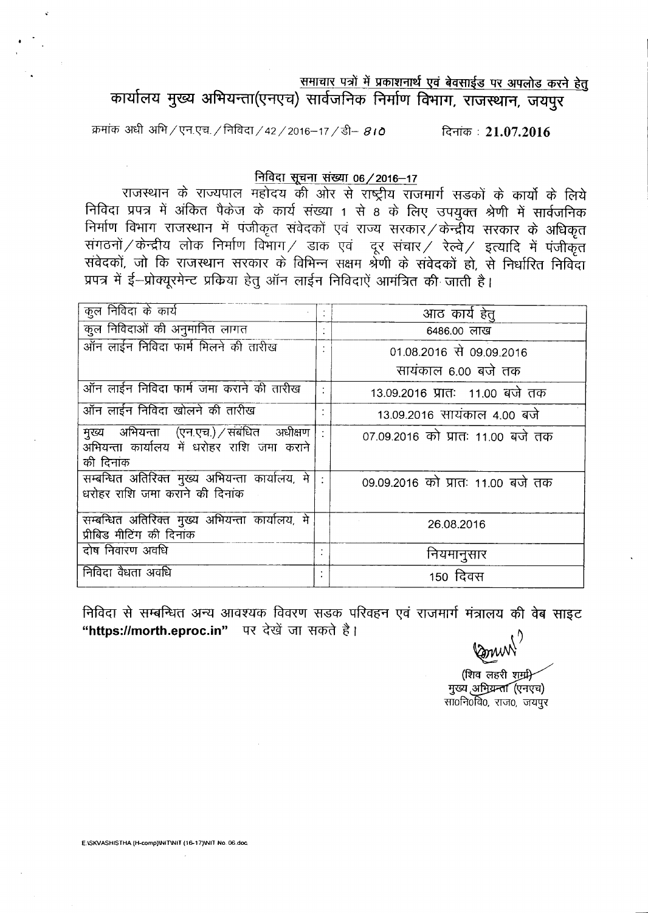<u>समाचार पत्रों में प्रकाशनार्थ एवं बेवसाईड पर अपलोड करने हेतु</u>

# कार्यालय मुख्य अभियन्ता(एनएच) सार्वजनिक निर्माण विभाग, राजस्थान, जयपुर

क्रमांक अधी अभि / एन.एच. / निविदा / 42 / 2016–17 / डी– 810 दिनांक : **21.07.2016**

## <u>निविदा सूचना संख्या 06 / 2016–17</u>

राजस्थान के राज्यपाल महोदय की ओर से राष्ट्रीय राजमार्ग सडकों के कार्यो के लिये निविदा प्रपत्र में अंकित पैकेज के कार्य संख्या 1 से 8 के लिए उपयुक्त श्रेणी में सार्वजनिक निर्माण विभाग राजस्थान में पंजीकृत संवेदकों एवं राज्य सरकार / केन्द्रीय सरकार के अधिकृत संगठनों / केन्द्रीय लोक निर्माण विभाग / डाक एवं दूर संचार / रेल्वे / इत्यादि में पंजीकृत संवेदकों, जो कि राजस्थान सरकार के विभिन्न सक्षम श्रेणी के संवेदकों हो, से निर्धारित निविदा प्रपत्र में ई–प्रोक्यूरमेन्ट प्रकिया हेतु ऑन लाईन निविदाऐं आमंत्रित की जाती है।

| | | |
|---|---|---|
| कुल निविदा के कार्य | : | आठ कार्य हेतु |
| कुल निविदाओं की अनुमानित लागत | : | 6486.00 लाख |
| ऑन लाईन निविदा फार्म मिलने की तारीख | : | 01.08.2016 से 09.09.2016 सायंकाल 6.00 बजे तक |
| ऑन लाईन निविदा फार्म जमा कराने की तारीख | : | 13.09.2016 प्रातः 11.00 बजे तक |
| ऑन लाईन निविदा खोलने की तारीख | : | 13.09.2016 सायंकाल 4.00 बजे |
| मुख्य अभियन्ता (एन.एच.) / संबंधित अधीक्षण अभियन्ता कार्यालय में धरोहर राशि जमा कराने की दिनांक | : | 07.09.2016 को प्रातः 11.00 बजे तक |
| सम्बन्धित अतिरिक्त मुख्य अभियन्ता कार्यालय, मे धरोहर राशि जमा कराने की दिनांक | : | 09.09.2016 को प्रातः 11.00 बजे तक |
| सम्बन्धित अतिरिक्त मुख्य अभियन्ता कार्यालय, मे प्रीबिड मीटिंग की दिनांक | | 26.08.2016 |
| दोष निवारण अवधि | : | नियमानुसार |
| निविदा वैधता अवधि | : | 150 दिवस |

निविदा से सम्बन्धित अन्य आवश्यक विवरण सडक परिवहन एवं राजमार्ग मंत्रालय की वेब साइट **"https://morth.eproc.in"** पर देखें जा सकते है।

(शिव लहरी शर्मा)
मुख्य अभियन्ता (एनएच)
सा0नि0वि0, राज0, जयपुर

E:\SKVASHISTHA (H-comp)\NIT\NIT (16-17)\NIT No. 06.doc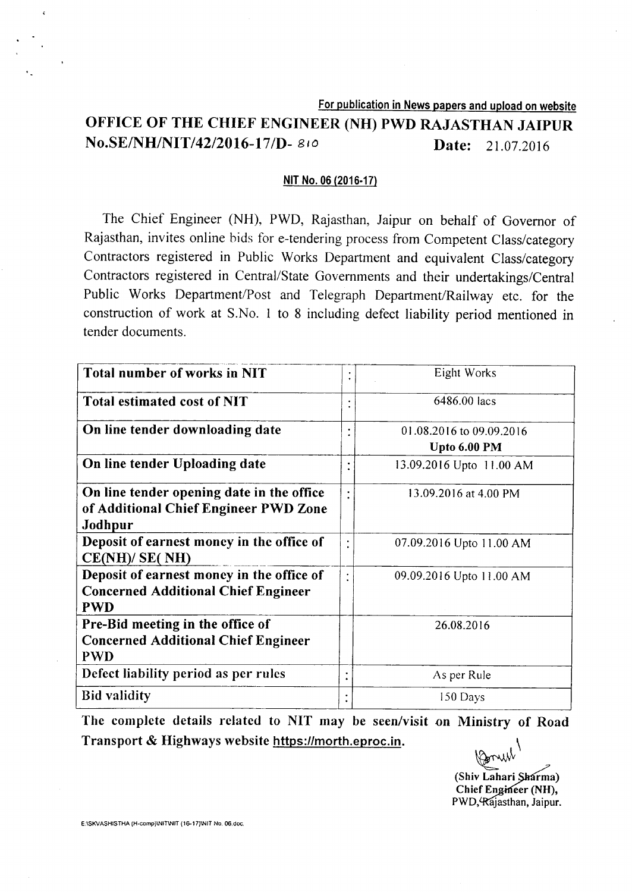For publication in News papers and upload on website

# OFFICE OF THE CHIEF ENGINEER (NH) PWD RAJASTHAN JAIPUR

**No.SE/NH/NIT/42/2016-17/D-** 810 **Date:** 21.07.2016

**NIT No. 06 (2016-17)**

The Chief Engineer (NH), PWD, Rajasthan, Jaipur on behalf of Governor of Rajasthan, invites online bids for e-tendering process from Competent Class/category Contractors registered in Public Works Department and equivalent Class/category Contractors registered in Central/State Governments and their undertakings/Central Public Works Department/Post and Telegraph Department/Railway etc. for the construction of work at S.No. 1 to 8 including defect liability period mentioned in tender documents.

| | | |
|---|---|---|
| **Total number of works in NIT** | : | Eight Works |
| **Total estimated cost of NIT** | : | 6486.00 lacs |
| **On line tender downloading date** | : | 01.08.2016 to 09.09.2016 **Upto 6.00 PM** |
| **On line tender Uploading date** | : | 13.09.2016 Upto 11.00 AM |
| **On line tender opening date in the office of Additional Chief Engineer PWD Zone Jodhpur** | : | 13.09.2016 at 4.00 PM |
| **Deposit of earnest money in the office of CE(NH)/ SE( NH)** | : | 07.09.2016 Upto 11.00 AM |
| **Deposit of earnest money in the office of Concerned Additional Chief Engineer PWD** | : | 09.09.2016 Upto 11.00 AM |
| **Pre-Bid meeting in the office of Concerned Additional Chief Engineer PWD** | | 26.08.2016 |
| **Defect liability period as per rules** | : | As per Rule |
| **Bid validity** | : | 150 Days |

**The complete details related to NIT may be seen/visit on Ministry of Road Transport & Highways website https://morth.eproc.in.**

**(Shiv Lahari Sharma)**
**Chief Engineer (NH),**
**PWD, Rajasthan, Jaipur.**

E:\SKVASHISTHA (H-comp)\NIT\NIT (16-17)\NIT No. 06.doc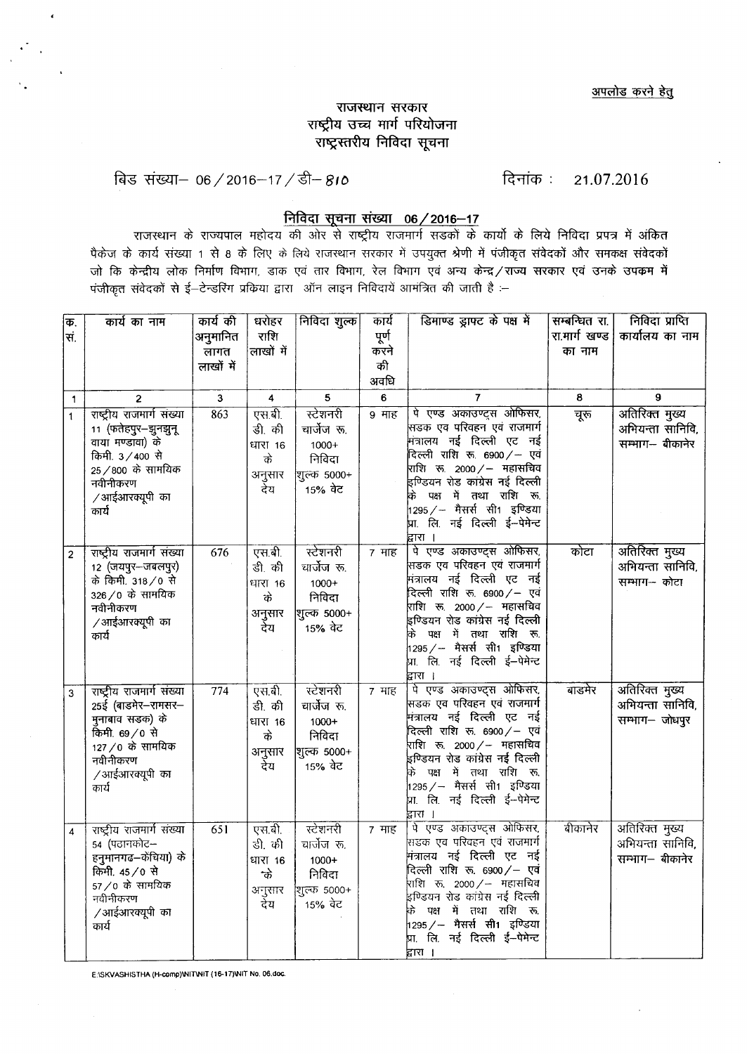अपलोड करने हेतु

# राजस्थान सरकार
## राष्ट्रीय उच्च मार्ग परियोजना
## राष्ट्रस्तरीय निविदा सूचना

बिड संख्या– 06 / 2016–17 / डी– 810 दिनांक : 21.07.2016

### निविदा सूचना संख्या 06 / 2016–17

राजस्थान के राज्यपाल महोदय की ओर से राष्ट्रीय राजमार्ग सडकों के कार्यो के लिये निविदा प्रपत्र में अंकित पैकेज के कार्य संख्या 1 से 8 के लिए के लिये राजस्थान सरकार में उपयुक्त श्रेणी में पंजीकृत संवेदकों और समकक्ष संवेदकों जो कि केन्द्रीय लोक निर्माण विभाग, डाक एवं तार विभाग, रेल विभाग एवं अन्य केन्द्र / राज्य सरकार एवं उनके उपकम में पंजीकृत संवेदकों से ई–टेन्डरिंग प्रकिया द्वारा ऑन लाइन निविदायें आमंत्रित की जाती है :–

| क्र. सं. | कार्य का नाम | कार्य की अनुमानित लागत लाखों में | धरोहर राशि लाखों में | निविदा शुल्क | कार्य पूर्ण करने की अवधि | डिमाण्ड ड्राफ्ट के पक्ष में | सम्बन्धित रा. रा.मार्ग खण्ड का नाम | निविदा प्राप्ति कार्यालय का नाम |
|---|---|---|---|---|---|---|---|---|
| 1 | 2 | 3 | 4 | 5 | 6 | 7 | 8 | 9 |
| 1 | राष्ट्रीय राजमार्ग संख्या 11 (फतेहपुर–झुनझुनू वाया मण्डावा) के किमी. 3 / 400 से 25 / 800 के सामयिक नवीनीकरण / आईआरक्यूपी का कार्य | 863 | एस.बी. डी. की धारा 16 के अनुसार देय | स्टेशनरी चार्जेज रू. 1000+ निविदा शुल्क 5000+ 15% वेट | 9 माह | पे एण्ड अकाउण्ट्स ओफिसर, सडक एव परिवहन एवं राजमार्ग मंत्रालय नई दिल्ली एट नई दिल्ली राशि रू. 6900 / – एवं राशि रू. 2000 / – महासचिव इण्डियन रोड कांग्रेस नई दिल्ली के पक्ष में तथा राशि रू. 1295 / – मैसर्स सी1 इण्डिया प्रा. लि. नई दिल्ली ई–पेमेन्ट द्वारा । | चूरू | अतिरिक्त मुख्य अभियन्ता सानिवि, सम्भाग– बीकानेर |
| 2 | राष्ट्रीय राजमार्ग संख्या 12 (जयपुर–जबलपुर) के किमी. 318 / 0 से 326 / 0 के सामयिक नवीनीकरण / आईआरक्यूपी का कार्य | 676 | एस.बी. डी. की धारा 16 के अनुसार देय | स्टेशनरी चार्जेज रू. 1000+ निविदा शुल्क 5000+ 15% वेट | 7 माह | पे एण्ड अकाउण्ट्स ओफिसर, सडक एव परिवहन एवं राजमार्ग मंत्रालय नई दिल्ली एट नई दिल्ली राशि रू. 6900 / – एवं राशि रू. 2000 / – महासचिव इण्डियन रोड कांग्रेस नई दिल्ली के पक्ष में तथा राशि रू. 1295 / – मैसर्स सी1 इण्डिया प्रा. लि. नई दिल्ली ई–पेमेन्ट द्वारा । | कोटा | अतिरिक्त मुख्य अभियन्ता सानिवि, सम्भाग– कोटा |
| 3 | राष्ट्रीय राजमार्ग संख्या 25ई (बाडमेर–रामसर–मुनाबाव सडक) के किमी. 69 / 0 से 127 / 0 के सामयिक नवीनीकरण / आईआरक्यूपी का कार्य | 774 | एस.बी. डी. की धारा 16 के अनुसार देय | स्टेशनरी चार्जेज रू. 1000+ निविदा शुल्क 5000+ 15% वेट | 7 माह | पे एण्ड अकाउण्ट्स ओफिसर, सडक एव परिवहन एवं राजमार्ग मंत्रालय नई दिल्ली एट नई दिल्ली राशि रू. 6900 / – एवं राशि रू. 2000 / – महासचिव इण्डियन रोड कांग्रेस नई दिल्ली के पक्ष में तथा राशि रू. 1295 / – मैसर्स सी1 इण्डिया प्रा. लि. नई दिल्ली ई–पेमेन्ट द्वारा । | बाडमेर | अतिरिक्त मुख्य अभियन्ता सानिवि, सम्भाग– जोधपुर |
| 4 | राष्ट्रीय राजमार्ग संख्या 54 (पठानकोट–हनुमानगढ–केंचिया) के किमी. 45 / 0 से 57 / 0 के सामयिक नवीनीकरण / आईआरक्यूपी का कार्य | 651 | एस.बी. डी. की धारा 16 के अनुसार देय | स्टेशनरी चार्जेज रू. 1000+ निविदा शुल्क 5000+ 15% वेट | 7 माह | पे एण्ड अकाउण्ट्स ओफिसर, सडक एव परिवहन एवं राजमार्ग मंत्रालय नई दिल्ली एट नई दिल्ली राशि रू. 6900 / – एवं राशि रू. 2000 / – महासचिव इण्डियन रोड कांग्रेस नई दिल्ली के पक्ष में तथा राशि रू. 1295 / – मैसर्स सी1 इण्डिया प्रा. लि. नई दिल्ली ई–पेमेन्ट द्वारा । | बीकानेर | अतिरिक्त मुख्य अभियन्ता सानिवि, सम्भाग– बीकानेर |

E:\SKVASHISTHA (H-comp)\NIT\NIT (16-17)\NIT No. 06.doc.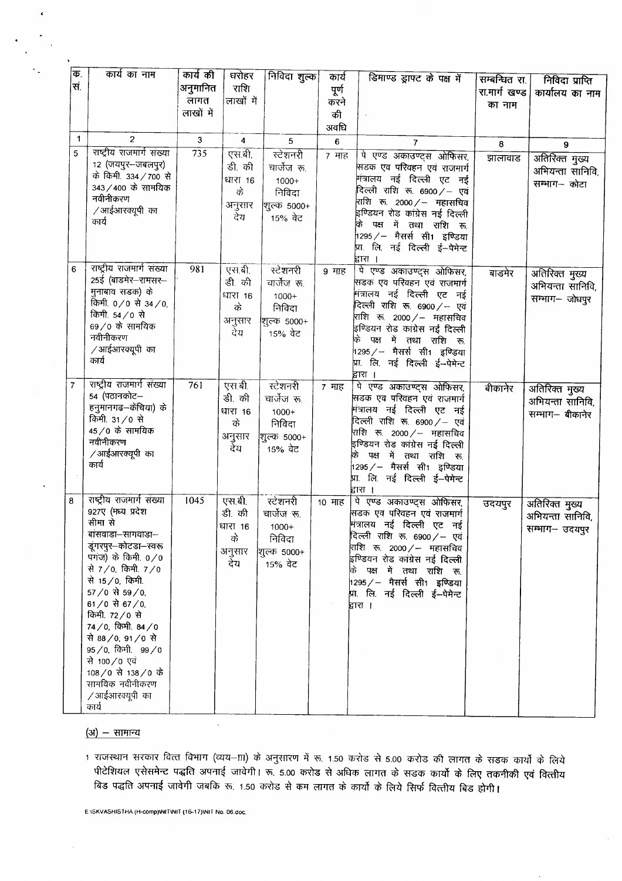| क्र. सं. | कार्य का नाम | कार्य की अनुमानित लागत लाखों में | धरोहर राशि लाखों में | निविदा शुल्क | कार्य पूर्ण करने की अवधि | डिमाण्ड ड्राफ्ट के पक्ष में | सम्बन्धित रा. रा.मार्ग खण्ड का नाम | निविदा प्राप्ति कार्यालय का नाम |
|---|---|---|---|---|---|---|---|---|
| 1 | 2 | 3 | 4 | 5 | 6 | 7 | 8 | 9 |
| 5 | राष्ट्रीय राजमार्ग संख्या 12 (जयपुर–जबलपुर) के किमी. 334/700 से 343/400 के सामयिक नवीनीकरण /आईआरक्यूपी का कार्य | 735 | एस.बी. डी. की धारा 16 के अनुसार देय | स्टेशनरी चार्जेज रू. 1000+ निविदा शुल्क 5000+ 15% वेट | 7 माह | पे एण्ड अकाउण्ट्स ओफिसर, सडक एव परिवहन एवं राजमार्ग मंत्रालय नई दिल्ली एट नई दिल्ली राशि रू. 6900/– एवं राशि रू. 2000/– महासचिव इण्डियन रोड कांग्रेस नई दिल्ली के पक्ष में तथा राशि रू. 1295/– मैसर्स सी1 इण्डिया प्रा. लि. नई दिल्ली ई–पेमेन्ट द्वारा । | झालावाड | अतिरिक्त मुख्य अभियन्ता सानिवि, सम्भाग– कोटा |
| 6 | राष्ट्रीय राजमार्ग संख्या 25ई (बाडमेर–रामसर–मुनाबाव सडक) के किमी. 0/0 से 34/0, किमी. 54/0 से 69/0 के सामयिक नवीनीकरण /आईआरक्यूपी का कार्य | 981 | एस.बी. डी. की धारा 16 के अनुसार देय | स्टेशनरी चार्जेज रू. 1000+ निविदा शुल्क 5000+ 15% वेट | 9 माह | पे एण्ड अकाउण्ट्स ओफिसर, सडक एव परिवहन एवं राजमार्ग मंत्रालय नई दिल्ली एट नई दिल्ली राशि रू. 6900/– एवं राशि रू. 2000/– महासचिव इण्डियन रोड कांग्रेस नई दिल्ली के पक्ष में तथा राशि रू. 1295/– मैसर्स सी1 इण्डिया प्रा. लि. नई दिल्ली ई–पेमेन्ट द्वारा । | बाडमेर | अतिरिक्त मुख्य अभियन्ता सानिवि, सम्भाग– जोधपुर |
| 7 | राष्ट्रीय राजमार्ग संख्या 54 (पठानकोट–हनुमानगढ–केंचिया) के किमी. 31/0 से 45/0 के सामयिक नवीनीकरण /आईआरक्यूपी का कार्य | 761 | एस.बी. डी. की धारा 16 के अनुसार देय | स्टेशनरी चार्जेज रू. 1000+ निविदा शुल्क 5000+ 15% वेट | 7 माह | पे एण्ड अकाउण्ट्स ओफिसर, सडक एव परिवहन एवं राजमार्ग मंत्रालय नई दिल्ली एट नई दिल्ली राशि रू. 6900/– एवं राशि रू. 2000/– महासचिव इण्डियन रोड कांग्रेस नई दिल्ली के पक्ष में तथा राशि रू. 1295/– मैसर्स सी1 इण्डिया प्रा. लि. नई दिल्ली ई–पेमेन्ट द्वारा । | बीकानेर | अतिरिक्त मुख्य अभियन्ता सानिवि, सम्भाग– बीकानेर |
| 8 | राष्ट्रीय राजमार्ग संख्या 927ए (मध्य प्रदेश सीमा से बांसवाडा–सागवाडा–डूंगरपुर–कोटडा–स्वरूपगंज) के किमी. 0/0 से 7/0, किमी. 7/0 से 15/0, किमी. 57/0 से 59/0, 61/0 से 67/0, किमी. 72/0 से 74/0, किमी. 84/0 से 88/0, 91/0 से 95/0, किमी. 99/0 से 100/0 एवं 108/0 से 138/0 के सामयिक नवीनीकरण /आईआरक्यूपी का कार्य | 1045 | एस.बी. डी. की धारा 16 के अनुसार देय | स्टेशनरी चार्जेज रू. 1000+ निविदा शुल्क 5000+ 15% वेट | 10 माह | पे एण्ड अकाउण्ट्स ओफिसर, सडक एव परिवहन एवं राजमार्ग मंत्रालय नई दिल्ली एट नई दिल्ली राशि रू. 6900/– एवं राशि रू. 2000/– महासचिव इण्डियन रोड कांग्रेस नई दिल्ली के पक्ष में तथा राशि रू. 1295/– मैसर्स सी1 इण्डिया प्रा. लि. नई दिल्ली ई–पेमेन्ट द्वारा । | उदयपुर | अतिरिक्त मुख्य अभियन्ता सानिवि, सम्भाग– उदयपुर |

(अ) – सामान्य

1 राजस्थान सरकार वित्त विभाग (व्यय–III) के अनुसारण में रू. 1.50 करोड से 5.00 करोड की लागत के सडक कार्यो के लिये पीटेशियल एसेसमेन्ट पद्धति अपनाई जावेगी। रू. 5.00 करोड से अधिक लागत के सडक कार्यो के लिए तकनीकी एवं वित्तीय बिड पद्धति अपनाई जावेगी जबकि रू. 1.50 करोड से कम लागत के कार्यो के लिये सिर्फ वित्तीय बिड होगी।

E:\SKVASHISTHA (H-comp)\NIT\NIT (16-17)\NIT No. 06.doc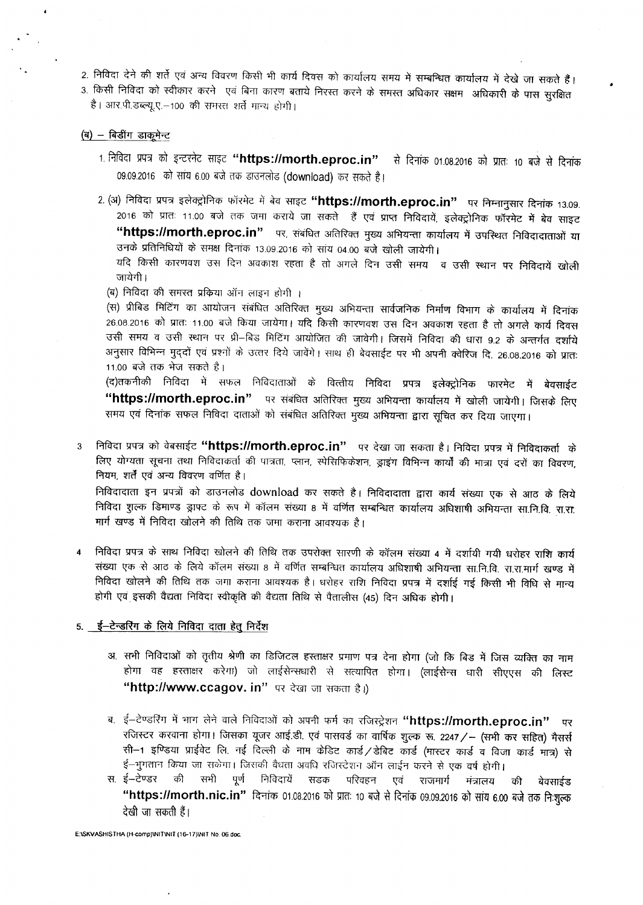2. निविदा देने की शर्ते एवं अन्य विवरण किसी भी कार्य दिवस को कार्यालय समय में सम्बन्धित कार्यालय में देखे जा सकते हैं।
3. किसी निविदा को स्वीकार करने एवं बिना कारण बताये निरस्त करने के समस्त अधिकार सक्षम अधिकारी के पास सुरक्षित है। आर.पी.डब्ल्यू.ए.–100 की समस्त शर्ते मान्य होगी।

**(ब) – बिडींग डाकूमेन्ट**

1. निविदा प्रपत्र को इन्टरनेट साइट **"https://morth.eproc.in"** से दिनांक 01.08.2016 को प्रातः 10 बजे से दिनांक 09.09.2016 को सांय 6.00 बजे तक डाउनलोड (download) कर सकते है।

2. (अ) निविदा प्रपत्र इलेक्ट्रोनिक फॉरमेट में बेव साइट **"https://morth.eproc.in"** पर निम्नानुसार दिनांक 13.09.2016 को प्रातः 11.00 बजे तक जमा कराये जा सकते हैं एवं प्राप्त निविदायें, इलेक्ट्रोनिक फॉरमेट में बेव साइट **"https://morth.eproc.in"** पर, संबधित अतिरिक्त मुख्य अभियन्ता कार्यालय में उपस्थित निविदादाताओं या उनके प्रतिनिधियों के समक्ष दिनांक 13.09.2016 को सांय 04.00 बजे खोली जायेगी।
यदि किसी कारणवश उस दिन अवकाश रहता है तो अगले दिन उसी समय व उसी स्थान पर निविदायें खोली जायेगी।
(ब) निविदा की समस्त प्रकिया ऑन लाइन होगी ।
(स) प्रीबिड मिटिंग का आयोजन संबंधित अतिरिक्त मुख्य अभियन्ता सार्वजनिक निर्माण विभाग के कार्यालय में दिनांक 26.08.2016 को प्रातः 11.00 बजे किया जायेगा। यदि किसी कारणवश उस दिन अवकाश रहता है तो अगले कार्य दिवस उसी समय व उसी स्थान पर प्री–बिड मिटिंग आयोजित की जावेगी। जिसमें निविदा की धारा 9.2 के अन्तर्गत दर्शाये अनुसार विभिन्न मुद्दों एवं प्रश्नों के उत्तर दिये जावेंगे। साथ ही बेवसाईट पर भी अपनी क्वेरिज दि. 26.08.2016 को प्रातः 11.00 बजे तक भेज सकते है।
(द)तकनीकी निविदा मे सफल निविदाताओं के वित्तीय निविदा प्रपत्र इलेक्ट्रोनिक फारमेट में बेवसाईट **"https://morth.eproc.in"** पर संबंधित अतिरिक्त मुख्य अभियन्ता कार्यालय में खोली जायेगी। जिसके लिए समय एवं दिनांक सफल निविदा दाताओं को संबंधित अतिरिक्त मुख्य अभियन्ता द्वारा सूचित कर दिया जाएगा।

3. निविदा प्रपत्र को वेबसाईट **"https://morth.eproc.in"** पर देखा जा सकता है। निविदा प्रपत्र में निविदाकर्ता के लिए योग्यता सूचना तथा निविदाकर्ता की पात्रता, प्लान, स्पेसिफिकेशन, ड्राइंग विभिन्न कार्यों की मात्रा एवं दरों का विवरण, नियम, शर्तें एवं अन्य विवरण वर्णित है।
निविदादाता इन प्रपत्रों को डाउनलोड download कर सकते है। निविदादाता द्वारा कार्य संख्या एक से आठ के लिये निविदा शुल्क डिमाण्ड ड्राफ्ट के रूप में कॉलम संख्या 8 में वर्णित सम्बन्धित कार्यालय अधिशाषी अभियन्ता सा.नि.वि. रा.रा. मार्ग खण्ड में निविदा खोलने की तिथि तक जमा कराना आवश्यक है।

4. निविदा प्रपत्र के साथ निविदा खोलने की तिथि तक उपरोक्त सारणी के कॉलम संख्या 4 में दर्शायी गयी धरोहर राशि कार्य संख्या एक से आठ के लिये कॉलम संख्या 8 में वर्णित सम्बन्धित कार्यालय अधिशाषी अभियन्ता सा.नि.वि. रा.रा.मार्ग खण्ड में निविदा खोलने की तिथि तक जमा कराना आवश्यक है। धरोहर राशि निविदा प्रपत्र में दर्शाई गई किसी भी विधि से मान्य होगी एवं इसकी वैद्यता निविदा स्वीकृति की वैद्यता तिथि से पैतालीस (45) दिन अधिक होगी।

**5. ई–टेन्डरिंग के लिये निविदा दाता हेतु निर्देश**

अ. सभी निविदाओं को तृतीय श्रेणी का डिजिटल हस्ताक्षर प्रमाण पत्र देना होगा (जो कि बिड में जिस व्यक्ति का नाम होगा वह हस्ताक्षर करेगा) जो लाईसेन्सधारी से सत्यापित होगा। (लाईसेन्स धारी सीएएस की लिस्ट **"http://www.ccagov. in"** पर देखा जा सकता है।)

ब. ई–टेण्डरिंग में भाग लेने वाले निविदाओं को अपनी फर्म का रजिस्ट्रेशन **"https://morth.eproc.in"** पर रजिस्टर करवाना होगा। जिसका यूजर आई.डी. एवं पासवर्ड का वार्षिक शुल्क रू. 2247/– (सभी कर सहित) मैसर्स सी–1 इण्डिया प्राईवेट लि. नई दिल्ली के नाम क्रेडिट कार्ड/डेबिट कार्ड (मास्टर कार्ड व विजा कार्ड मात्र) से ई–भुगतान किया जा सकेगा। जिसकी वैधता अवधि रजिस्टेशन ऑन लाईन करने से एक वर्ष होगी।

स. ई–टेण्डर की सभी पूर्ण निविदायें सडक परिवहन एवं राजमार्ग मंत्रालय की बेवसाईड **"https://morth.nic.in"** दिनांक 01.08.2016 को प्रातः 10 बजे से दिनांक 09.09.2016 को सांय 6.00 बजे तक निःशुल्क देखी जा सकती हैं।

E:\SKVASHISTHA (H-comp)\NIT\NIT (16-17)\NIT No. 06.doc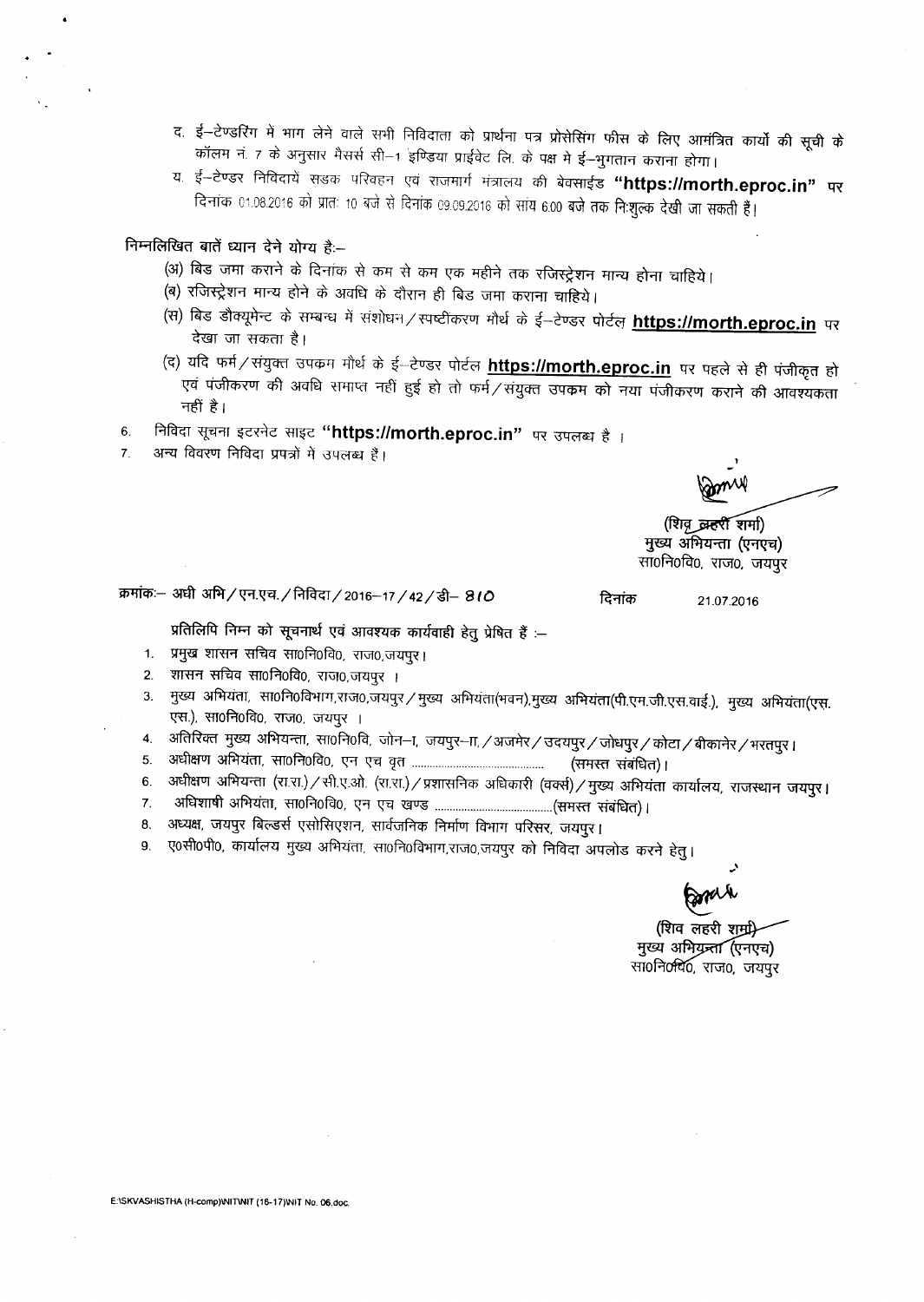द. ई–टेण्डरिंग में भाग लेने वाले सभी निविदाता को प्रार्थना पत्र प्रोसेसिंग फीस के लिए आमंत्रित कार्यो की सूची के कॉलम नं. 7 के अनुसार मैसर्स सी–1 इण्डिया प्राईवेट लि. के पक्ष मे ई–भुगतान कराना होगा।

य. ई–टेण्डर निविदायें सडक परिवहन एवं राजमार्ग मंत्रालय की बेवसाईड **"https://morth.eproc.in"** पर दिनांक 01.08.2016 को प्रातः 10 बजे से दिनांक 09.09.2016 को सांय 6.00 बजे तक निःशुल्क देखी जा सकती हैं।

निम्नलिखित बातें ध्यान देने योग्य है:–

(अ) बिड जमा कराने के दिनांक से कम से कम एक महीने तक रजिस्ट्रेशन मान्य होना चाहिये।

(ब) रजिस्ट्रेशन मान्य होने के अवधि के दौरान ही बिड जमा कराना चाहिये।

(स) बिड डौक्यूमेन्ट के सम्बन्ध मे संशोधन/स्पष्टीकरण मौर्थ के ई–टेण्डर पोर्टल **https://morth.eproc.in** पर देखा जा सकता है।

(द) यदि फर्म/संयुक्त उपकम मौर्थ के ई–टेण्डर पोर्टल **https://morth.eproc.in** पर पहले से ही पंजीकृत हो एवं पंजीकरण की अवधि समाप्त नहीं हुई हो तो फर्म/संयुक्त उपकम को नया पंजीकरण कराने की आवश्यकता नहीं है।

6. निविदा सूचना इटरनेट साइट **"https://morth.eproc.in"** पर उपलब्ध है ।
7. अन्य विवरण निविदा प्रपत्रों में उपलब्ध हैं।

(शिव लहरी शर्मा)
मुख्य अभियन्ता (एनएच)
सा0नि0वि0, राज0, जयपुर

क्रमांकः– अधी अभि/एन.एच./निविदा/2016–17/42/डी– 810 दिनांक 21.07.2016

प्रतिलिपि निम्न को सूचनार्थ एवं आवश्यक कार्यवाही हेतु प्रेषित हैं :–

1. प्रमुख शासन सचिव सा0नि0वि0, राज0,जयपुर।
2. शासन सचिव सा0नि0वि0, राज0,जयपुर ।
3. मुख्य अभियंता, सा0नि0विभाग,राज0,जयपुर/मुख्य अभियंता(भवन),मुख्य अभियंता(पी.एम.जी.एस.वाई.), मुख्य अभियंता(एस. एस.), सा0नि0वि0, राज0, जयपुर ।
4. अतिरिक्त मुख्य अभियन्ता, सा0नि0वि, जोन–I, जयपुर–II,/अजमेर/उदयपुर/जोधपुर/कोटा/बीकानेर/भरतपुर।
5. अधीक्षण अभियंता, सा0नि0वि0, एन एच वृत ............................................ (समस्त संबंधित)।
6. अधीक्षण अभियन्ता (रा.रा.)/सी.ए.ओ. (रा.रा.)/प्रशासनिक अधिकारी (वर्क्स)/मुख्य अभियंता कार्यालय, राजस्थान जयपुर।
7. अधिशाषी अभियंता, सा0नि0वि0, एन एच खण्ड .......................................(समस्त संबंधित)।
8. अध्यक्ष, जयपुर बिल्डर्स एसोसिएशन, सार्वजनिक निर्माण विभाग परिसर, जयपुर।
9. ए0सी0पी0, कार्यालय मुख्य अभियंता, सा0नि0विभाग,राज0,जयपुर को निविदा अपलोड करने हेतु।

(शिव लहरी शर्मा)
मुख्य अभियन्ता (एनएच)
सा0नि0वि0, राज0, जयपुर

E:\SKVASHISTHA (H-comp)\NIT\NIT (16-17)\NIT No. 06.doc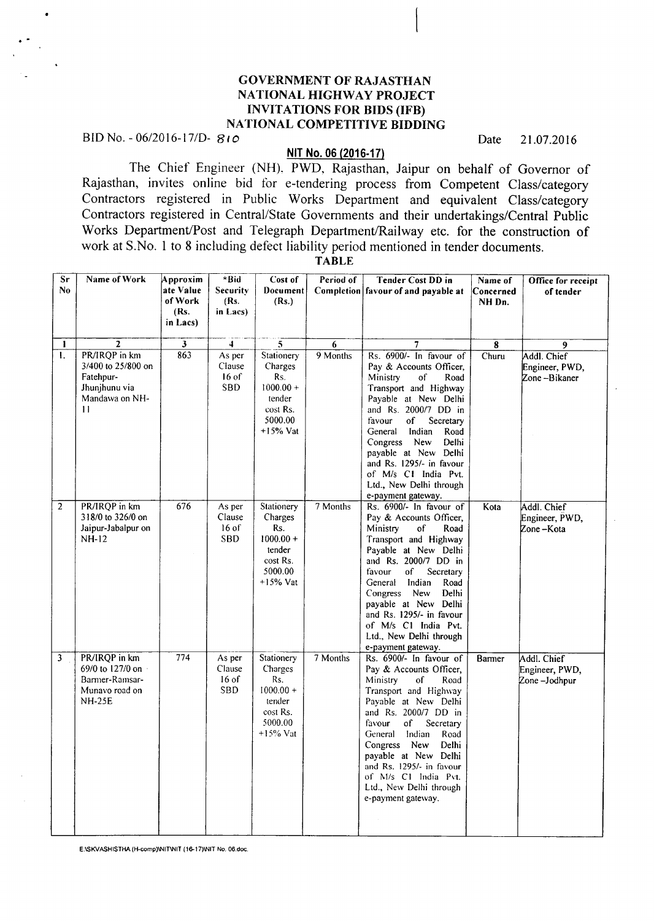# GOVERNMENT OF RAJASTHAN
# NATIONAL HIGHWAY PROJECT
# INVITATIONS FOR BIDS (IFB)
# NATIONAL COMPETITIVE BIDDING

BID No. - 06/2016-17/D- 810 Date 21.07.2016

**NIT No. 06 (2016-17)**

The Chief Engineer (NH), PWD, Rajasthan, Jaipur on behalf of Governor of Rajasthan, invites online bid for e-tendering process from Competent Class/category Contractors registered in Public Works Department and equivalent Class/category Contractors registered in Central/State Governments and their undertakings/Central Public Works Department/Post and Telegraph Department/Railway etc. for the construction of work at S.No. 1 to 8 including defect liability period mentioned in tender documents.

**TABLE**

| Sr No | Name of Work | Approximate Value of Work (Rs. in Lacs) | *Bid Security (Rs. in Lacs) | Cost of Document (Rs.) | Period of Completion | Tender Cost DD in favour of and payable at | Name of Concerned NH Dn. | Office for receipt of tender |
|---|---|---|---|---|---|---|---|---|
| 1 | 2 | 3 | 4 | 5 | 6 | 7 | 8 | 9 |
| 1. | PR/IRQP in km 3/400 to 25/800 on Fatehpur-Jhunjhunu via Mandawa on NH-11 | 863 | As per Clause 16 of SBD | Stationery Charges Rs. 1000.00 + tender cost Rs. 5000.00 +15% Vat | 9 Months | Rs. 6900/- In favour of Pay & Accounts Officer, Ministry of Road Transport and Highway Payable at New Delhi and Rs. 2000/7 DD in favour of Secretary General Indian Road Congress New Delhi payable at New Delhi and Rs. 1295/- in favour of M/s C1 India Pvt. Ltd., New Delhi through e-payment gateway. | Churu | Addl. Chief Engineer, PWD, Zone –Bikaner |
| 2 | PR/IRQP in km 318/0 to 326/0 on Jaipur-Jabalpur on NH-12 | 676 | As per Clause 16 of SBD | Stationery Charges Rs. 1000.00 + tender cost Rs. 5000.00 +15% Vat | 7 Months | Rs. 6900/- In favour of Pay & Accounts Officer, Ministry of Road Transport and Highway Payable at New Delhi and Rs. 2000/7 DD in favour of Secretary General Indian Road Congress New Delhi payable at New Delhi and Rs. 1295/- in favour of M/s C1 India Pvt. Ltd., New Delhi through e-payment gateway. | Kota | Addl. Chief Engineer, PWD, Zone –Kota |
| 3 | PR/IRQP in km 69/0 to 127/0 on Barmer-Ramsar-Munavo road on NH-25E | 774 | As per Clause 16 of SBD | Stationery Charges Rs. 1000.00 + tender cost Rs. 5000.00 +15% Vat | 7 Months | Rs. 6900/- In favour of Pay & Accounts Officer, Ministry of Road Transport and Highway Payable at New Delhi and Rs. 2000/7 DD in favour of Secretary General Indian Road Congress New Delhi payable at New Delhi and Rs. 1295/- in favour of M/s C1 India Pvt. Ltd., New Delhi through e-payment gateway. | Barmer | Addl. Chief Engineer, PWD, Zone –Jodhpur |

E:\SKVASHISTHA (H-comp)\NIT\NIT (16-17)\NIT No. 06.doc.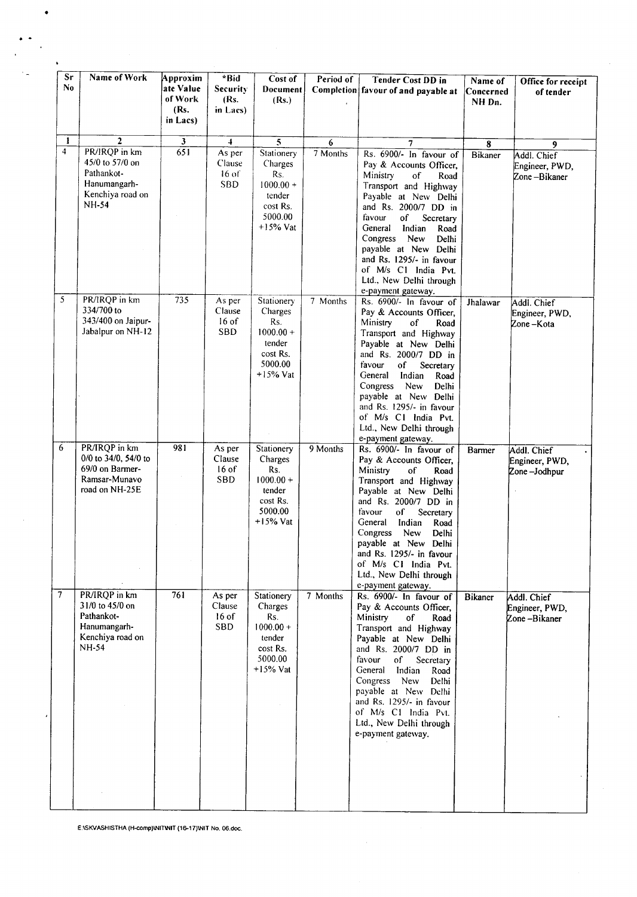| Sr No | Name of Work | Approximate Value of Work (Rs. in Lacs) | *Bid Security (Rs. in Lacs) | Cost of Document (Rs.) | Period of Completion | Tender Cost DD in favour of and payable at | Name of Concerned NH Dn. | Office for receipt of tender |
|---|---|---|---|---|---|---|---|---|
| 1 | 2 | 3 | 4 | 5 | 6 | 7 | 8 | 9 |
| 4 | PR/IRQP in km 45/0 to 57/0 on Pathankot-Hanumangarh-Kenchiya road on NH-54 | 651 | As per Clause 16 of SBD | Stationery Charges Rs. 1000.00 + tender cost Rs. 5000.00 +15% Vat | 7 Months | Rs. 6900/- In favour of Pay & Accounts Officer, Ministry of Road Transport and Highway Payable at New Delhi and Rs. 2000/7 DD in favour of Secretary General Indian Road Congress New Delhi payable at New Delhi and Rs. 1295/- in favour of M/s C1 India Pvt. Ltd., New Delhi through e-payment gateway. | Bikaner | Addl. Chief Engineer, PWD, Zone –Bikaner |
| 5 | PR/IRQP in km 334/700 to 343/400 on Jaipur-Jabalpur on NH-12 | 735 | As per Clause 16 of SBD | Stationery Charges Rs. 1000.00 + tender cost Rs. 5000.00 +15% Vat | 7 Months | Rs. 6900/- In favour of Pay & Accounts Officer, Ministry of Road Transport and Highway Payable at New Delhi and Rs. 2000/7 DD in favour of Secretary General Indian Road Congress New Delhi payable at New Delhi and Rs. 1295/- in favour of M/s C1 India Pvt. Ltd., New Delhi through e-payment gateway. | Jhalawar | Addl. Chief Engineer, PWD, Zone –Kota |
| 6 | PR/IRQP in km 0/0 to 34/0, 54/0 to 69/0 on Barmer-Ramsar-Munavo road on NH-25E | 981 | As per Clause 16 of SBD | Stationery Charges Rs. 1000.00 + tender cost Rs. 5000.00 +15% Vat | 9 Months | Rs. 6900/- In favour of Pay & Accounts Officer, Ministry of Road Transport and Highway Payable at New Delhi and Rs. 2000/7 DD in favour of Secretary General Indian Road Congress New Delhi payable at New Delhi and Rs. 1295/- in favour of M/s C1 India Pvt. Ltd., New Delhi through e-payment gateway. | Barmer | Addl. Chief Engineer, PWD, Zone –Jodhpur |
| 7 | PR/IRQP in km 31/0 to 45/0 on Pathankot-Hanumangarh-Kenchiya road on NH-54 | 761 | As per Clause 16 of SBD | Stationery Charges Rs. 1000.00 + tender cost Rs. 5000.00 +15% Vat | 7 Months | Rs. 6900/- In favour of Pay & Accounts Officer, Ministry of Road Transport and Highway Payable at New Delhi and Rs. 2000/7 DD in favour of Secretary General Indian Road Congress New Delhi payable at New Delhi and Rs. 1295/- in favour of M/s C1 India Pvt. Ltd., New Delhi through e-payment gateway. | Bikaner | Addl. Chief Engineer, PWD, Zone –Bikaner |

E:\SKVASHISTHA (H-comp)\NIT\NIT (16-17)\NIT No. 06.doc.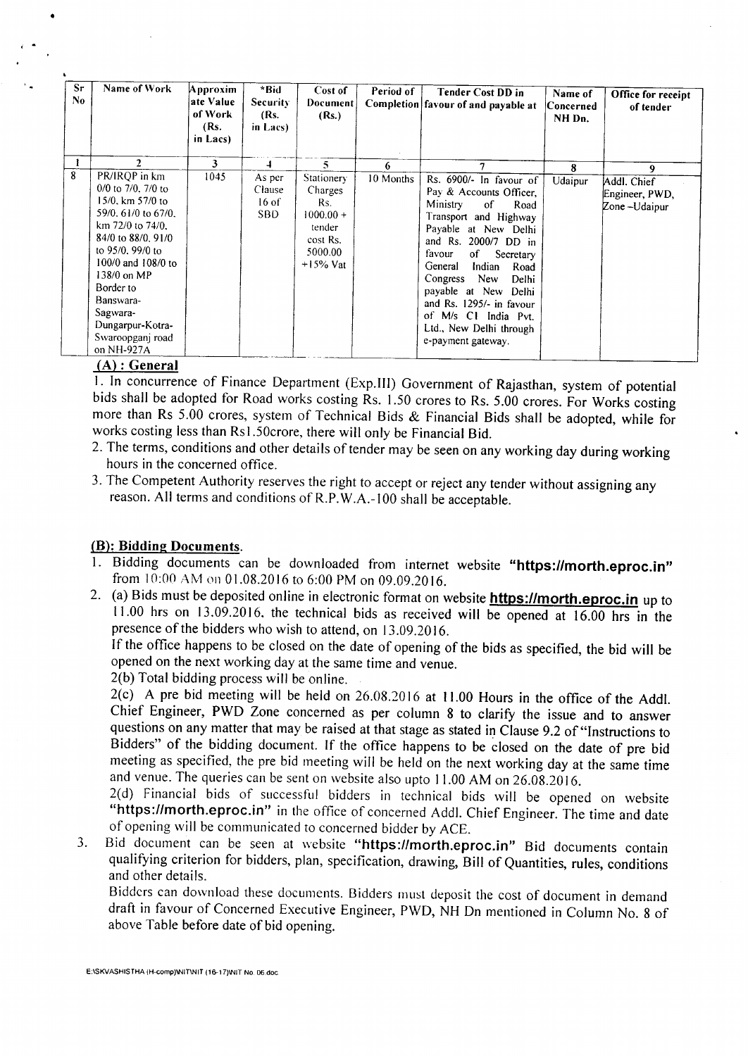| Sr No | Name of Work | Approximate Value of Work (Rs. in Lacs) | *Bid Security (Rs. in Lacs) | Cost of Document (Rs.) | Period of Completion | Tender Cost DD in favour of and payable at | Name of Concerned NH Dn. | Office for receipt of tender |
|---|---|---|---|---|---|---|---|---|
| 1 | 2 | 3 | 4 | 5 | 6 | 7 | 8 | 9 |
| 8 | PR/IRQP in km 0/0 to 7/0. 7/0 to 15/0. km 57/0 to 59/0. 61/0 to 67/0. km 72/0 to 74/0. 84/0 to 88/0. 91/0 to 95/0. 99/0 to 100/0 and 108/0 to 138/0 on MP Border to Banswara-Sagwara-Dungarpur-Kotra-Swaroopganj road on NH-927A | 1045 | As per Clause 16 of SBD | Stationery Charges Rs. 1000.00 + tender cost Rs. 5000.00 +15% Vat | 10 Months | Rs. 6900/- In favour of Pay & Accounts Officer, Ministry of Road Transport and Highway Payable at New Delhi and Rs. 2000/7 DD in favour of Secretary General Indian Road Congress New Delhi payable at New Delhi and Rs. 1295/- in favour of M/s CI India Pvt. Ltd., New Delhi through e-payment gateway. | Udaipur | Addl. Chief Engineer, PWD, Zone –Udaipur |

## (A) : General

1. In concurrence of Finance Department (Exp.III) Government of Rajasthan, system of potential bids shall be adopted for Road works costing Rs. 1.50 crores to Rs. 5.00 crores. For Works costing more than Rs 5.00 crores, system of Technical Bids & Financial Bids shall be adopted, while for works costing less than Rs1.50crore, there will only be Financial Bid.
2. The terms, conditions and other details of tender may be seen on any working day during working hours in the concerned office.
3. The Competent Authority reserves the right to accept or reject any tender without assigning any reason. All terms and conditions of R.P.W.A.-100 shall be acceptable.

## (B): Bidding Documents.

1. Bidding documents can be downloaded from internet website **"https://morth.eproc.in"** from 10:00 AM on 01.08.2016 to 6:00 PM on 09.09.2016.
2. (a) Bids must be deposited online in electronic format on website **https://morth.eproc.in** up to 11.00 hrs on 13.09.2016. the technical bids as received will be opened at 16.00 hrs in the presence of the bidders who wish to attend, on 13.09.2016.

   If the office happens to be closed on the date of opening of the bids as specified, the bid will be opened on the next working day at the same time and venue.

   2(b) Total bidding process will be online.

   2(c) A pre bid meeting will be held on 26.08.2016 at 11.00 Hours in the office of the Addl. Chief Engineer, PWD Zone concerned as per column 8 to clarify the issue and to answer questions on any matter that may be raised at that stage as stated in Clause 9.2 of "Instructions to Bidders" of the bidding document. If the office happens to be closed on the date of pre bid meeting as specified, the pre bid meeting will be held on the next working day at the same time and venue. The queries can be sent on website also upto 11.00 AM on 26.08.2016.

   2(d) Financial bids of successful bidders in technical bids will be opened on website **"https://morth.eproc.in"** in the office of concerned Addl. Chief Engineer. The time and date of opening will be communicated to concerned bidder by ACE.
3. Bid document can be seen at website **"https://morth.eproc.in"** Bid documents contain qualifying criterion for bidders, plan, specification, drawing, Bill of Quantities, rules, conditions and other details.

   Bidders can download these documents. Bidders must deposit the cost of document in demand draft in favour of Concerned Executive Engineer, PWD, NH Dn mentioned in Column No. 8 of above Table before date of bid opening.

E:\SKVASHISTHA (H-comp)\NIT\NIT (16-17)\NIT No 06.doc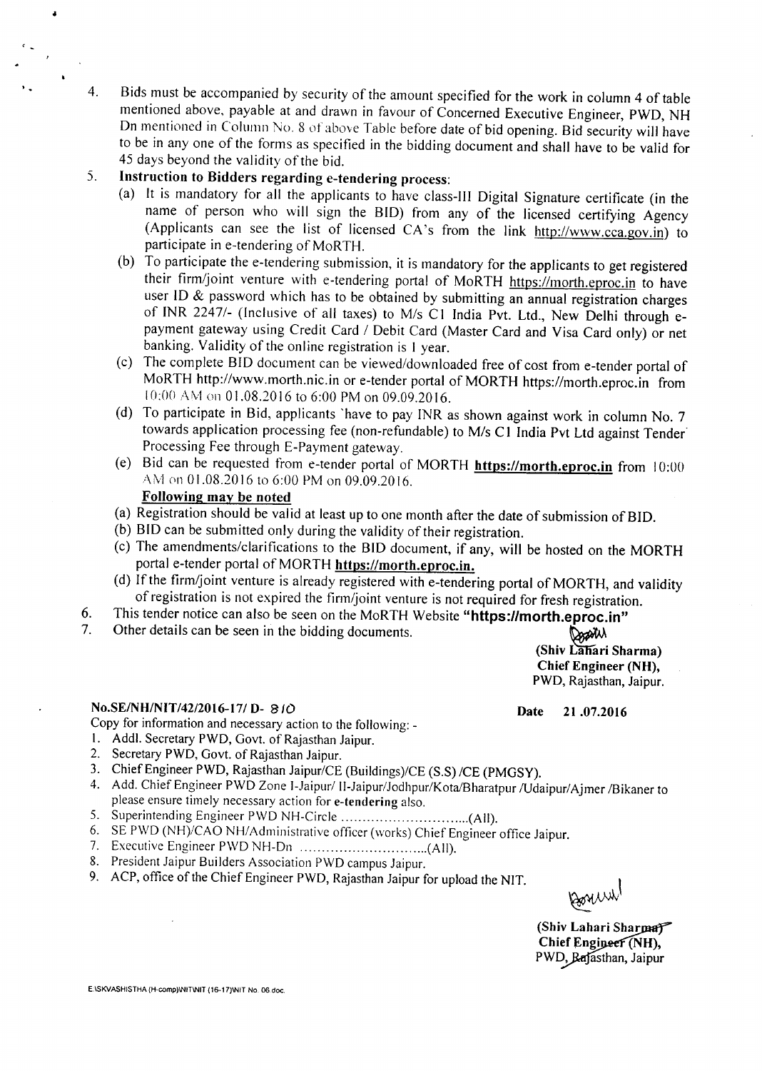4. Bids must be accompanied by security of the amount specified for the work in column 4 of table mentioned above, payable at and drawn in favour of Concerned Executive Engineer, PWD, NH Dn mentioned in Column No. 8 of above Table before date of bid opening. Bid security will have to be in any one of the forms as specified in the bidding document and shall have to be valid for 45 days beyond the validity of the bid.

5. **Instruction to Bidders regarding e-tendering process:**
   (a) It is mandatory for all the applicants to have class-III Digital Signature certificate (in the name of person who will sign the BID) from any of the licensed certifying Agency (Applicants can see the list of licensed CA's from the link http://www.cca.gov.in) to participate in e-tendering of MoRTH.
   (b) To participate the e-tendering submission, it is mandatory for the applicants to get registered their firm/joint venture with e-tendering portal of MoRTH https://morth.eproc.in to have user ID & password which has to be obtained by submitting an annual registration charges of INR 2247/- (Inclusive of all taxes) to M/s C1 India Pvt. Ltd., New Delhi through e-payment gateway using Credit Card / Debit Card (Master Card and Visa Card only) or net banking. Validity of the online registration is 1 year.
   (c) The complete BID document can be viewed/downloaded free of cost from e-tender portal of MoRTH http://www.morth.nic.in or e-tender portal of MORTH https://morth.eproc.in from 10:00 AM on 01.08.2016 to 6:00 PM on 09.09.2016.
   (d) To participate in Bid, applicants `have to pay INR as shown against work in column No. 7 towards application processing fee (non-refundable) to M/s C1 India Pvt Ltd against Tender Processing Fee through E-Payment gateway.
   (e) Bid can be requested from e-tender portal of MORTH **https://morth.eproc.in** from 10:00 AM on 01.08.2016 to 6:00 PM on 09.09.2016.

   **Following may be noted**

   (a) Registration should be valid at least up to one month after the date of submission of BID.
   (b) BID can be submitted only during the validity of their registration.
   (c) The amendments/clarifications to the BID document, if any, will be hosted on the MORTH portal e-tender portal of MORTH **https://morth.eproc.in.**
   (d) If the firm/joint venture is already registered with e-tendering portal of MORTH, and validity of registration is not expired the firm/joint venture is not required for fresh registration.

6. This tender notice can also be seen on the MoRTH Website **"https://morth.eproc.in"**
7. Other details can be seen in the bidding documents.

**(Shiv Lahari Sharma)**
**Chief Engineer (NH),**
PWD, Rajasthan, Jaipur.

**No.SE/NH/NIT/42/2016-17/ D- 810** **Date 21 .07.2016**

Copy for information and necessary action to the following: -

1. Addl. Secretary PWD, Govt. of Rajasthan Jaipur.
2. Secretary PWD, Govt. of Rajasthan Jaipur.
3. Chief Engineer PWD, Rajasthan Jaipur/CE (Buildings)/CE (S.S) /CE (PMGSY).
4. Add. Chief Engineer PWD Zone I-Jaipur/ II-Jaipur/Jodhpur/Kota/Bharatpur /Udaipur/Ajmer /Bikaner to please ensure timely necessary action for **e-tendering** also.
5. Superintending Engineer PWD NH-Circle ................................(All).
6. SE PWD (NH)/CAO NH/Administrative officer (works) Chief Engineer office Jaipur.
7. Executive Engineer PWD NH-Dn ................................(All).
8. President Jaipur Builders Association PWD campus Jaipur.
9. ACP, office of the Chief Engineer PWD, Rajasthan Jaipur for upload the NIT.

**(Shiv Lahari Sharma)**
**Chief Engineer (NH),**
PWD, Rajasthan, Jaipur

E:\SKVASHISTHA (H-comp)\NIT\NIT (16-17)\NIT No. 06.doc